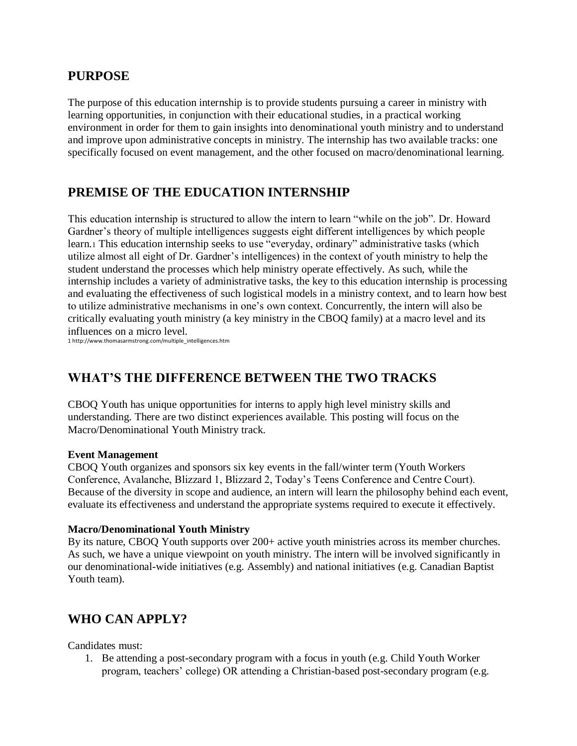## PURPOSE

The purpose of this education internship is to provide students pursuing a career in ministry with learning opportunities, in conjunction with their educational studies, in a practical working environment in order for them to gain insights into denominational youth ministry and to understand and improve upon administrative concepts in ministry. The internship has two available tracks: one specifically focused on event management, and the other focused on macro/denominational learning.

## PREMISE OF THE EDUCATION INTERNSHIP

This education internship is structured to allow the intern to learn "while on the job". Dr. Howard Gardner's theory of multiple intelligences suggests eight different intelligences by which people learn.[1] This education internship seeks to use "everyday, ordinary" administrative tasks (which utilize almost all eight of Dr. Gardner's intelligences) in the context of youth ministry to help the student understand the processes which help ministry operate effectively. As such, while the internship includes a variety of administrative tasks, the key to this education internship is processing and evaluating the effectiveness of such logistical models in a ministry context, and to learn how best to utilize administrative mechanisms in one's own context. Concurrently, the intern will also be critically evaluating youth ministry (a key ministry in the CBOQ family) at a macro level and its influences on a micro level.

[1] http://www.thomasarmstrong.com/multiple_intelligences.htm

## WHAT'S THE DIFFERENCE BETWEEN THE TWO TRACKS

CBOQ Youth has unique opportunities for interns to apply high level ministry skills and understanding. There are two distinct experiences available. This posting will focus on the Macro/Denominational Youth Ministry track.

**Event Management**
CBOQ Youth organizes and sponsors six key events in the fall/winter term (Youth Workers Conference, Avalanche, Blizzard 1, Blizzard 2, Today's Teens Conference and Centre Court). Because of the diversity in scope and audience, an intern will learn the philosophy behind each event, evaluate its effectiveness and understand the appropriate systems required to execute it effectively.

**Macro/Denominational Youth Ministry**
By its nature, CBOQ Youth supports over 200+ active youth ministries across its member churches. As such, we have a unique viewpoint on youth ministry. The intern will be involved significantly in our denominational-wide initiatives (e.g. Assembly) and national initiatives (e.g. Canadian Baptist Youth team).

## WHO CAN APPLY?

Candidates must:

1. Be attending a post-secondary program with a focus in youth (e.g. Child Youth Worker program, teachers' college) OR attending a Christian-based post-secondary program (e.g.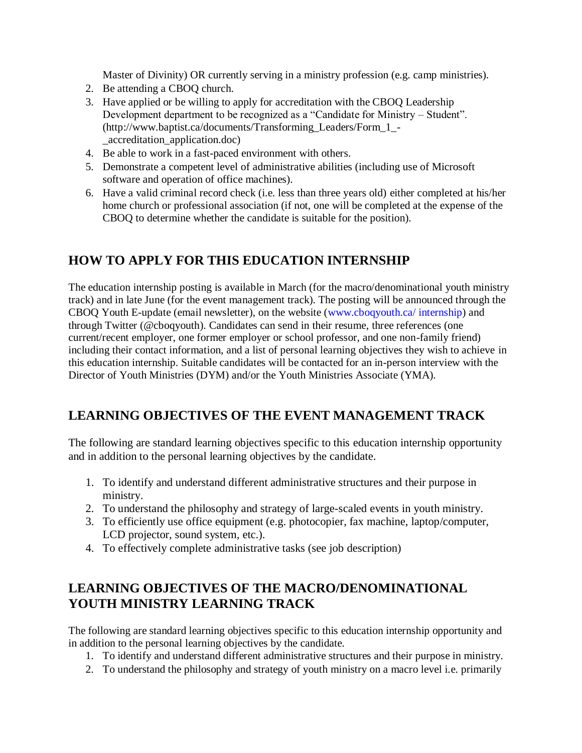Master of Divinity) OR currently serving in a ministry profession (e.g. camp ministries).
2. Be attending a CBOQ church.
3. Have applied or be willing to apply for accreditation with the CBOQ Leadership Development department to be recognized as a "Candidate for Ministry – Student". (http://www.baptist.ca/documents/Transforming_Leaders/Form_1_-_accreditation_application.doc)
4. Be able to work in a fast-paced environment with others.
5. Demonstrate a competent level of administrative abilities (including use of Microsoft software and operation of office machines).
6. Have a valid criminal record check (i.e. less than three years old) either completed at his/her home church or professional association (if not, one will be completed at the expense of the CBOQ to determine whether the candidate is suitable for the position).

## HOW TO APPLY FOR THIS EDUCATION INTERNSHIP

The education internship posting is available in March (for the macro/denominational youth ministry track) and in late June (for the event management track). The posting will be announced through the CBOQ Youth E-update (email newsletter), on the website (www.cboqyouth.ca/ internship) and through Twitter (@cboqyouth). Candidates can send in their resume, three references (one current/recent employer, one former employer or school professor, and one non-family friend) including their contact information, and a list of personal learning objectives they wish to achieve in this education internship. Suitable candidates will be contacted for an in-person interview with the Director of Youth Ministries (DYM) and/or the Youth Ministries Associate (YMA).

## LEARNING OBJECTIVES OF THE EVENT MANAGEMENT TRACK

The following are standard learning objectives specific to this education internship opportunity and in addition to the personal learning objectives by the candidate.

1. To identify and understand different administrative structures and their purpose in ministry.
2. To understand the philosophy and strategy of large-scaled events in youth ministry.
3. To efficiently use office equipment (e.g. photocopier, fax machine, laptop/computer, LCD projector, sound system, etc.).
4. To effectively complete administrative tasks (see job description)

## LEARNING OBJECTIVES OF THE MACRO/DENOMINATIONAL YOUTH MINISTRY LEARNING TRACK

The following are standard learning objectives specific to this education internship opportunity and in addition to the personal learning objectives by the candidate.

1. To identify and understand different administrative structures and their purpose in ministry.
2. To understand the philosophy and strategy of youth ministry on a macro level i.e. primarily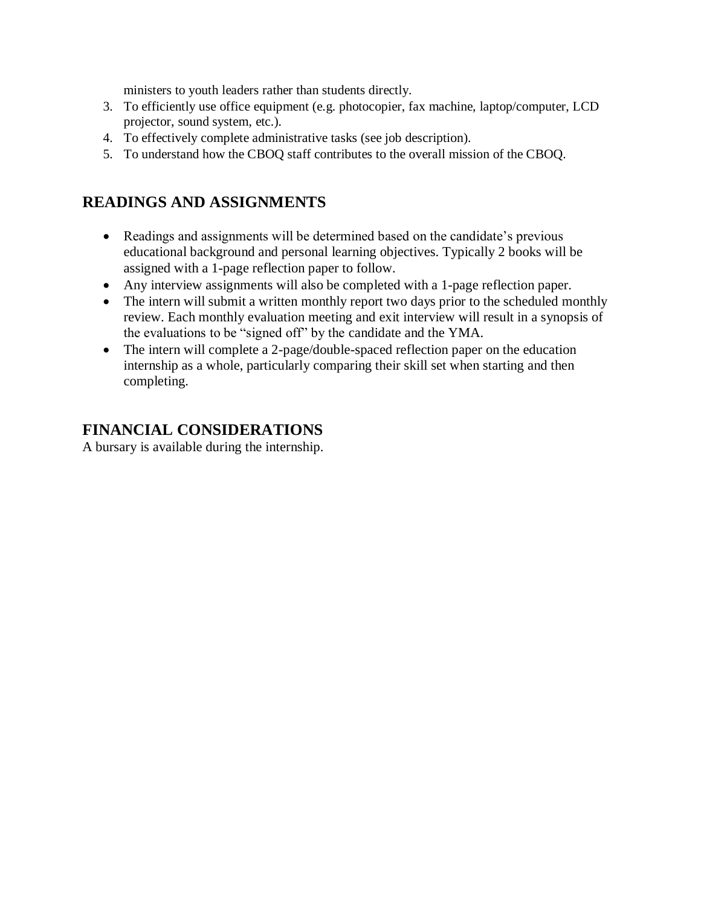ministers to youth leaders rather than students directly.

3. To efficiently use office equipment (e.g. photocopier, fax machine, laptop/computer, LCD projector, sound system, etc.).
4. To effectively complete administrative tasks (see job description).
5. To understand how the CBOQ staff contributes to the overall mission of the CBOQ.

## READINGS AND ASSIGNMENTS

- Readings and assignments will be determined based on the candidate's previous educational background and personal learning objectives. Typically 2 books will be assigned with a 1-page reflection paper to follow.
- Any interview assignments will also be completed with a 1-page reflection paper.
- The intern will submit a written monthly report two days prior to the scheduled monthly review. Each monthly evaluation meeting and exit interview will result in a synopsis of the evaluations to be "signed off" by the candidate and the YMA.
- The intern will complete a 2-page/double-spaced reflection paper on the education internship as a whole, particularly comparing their skill set when starting and then completing.

## FINANCIAL CONSIDERATIONS

A bursary is available during the internship.